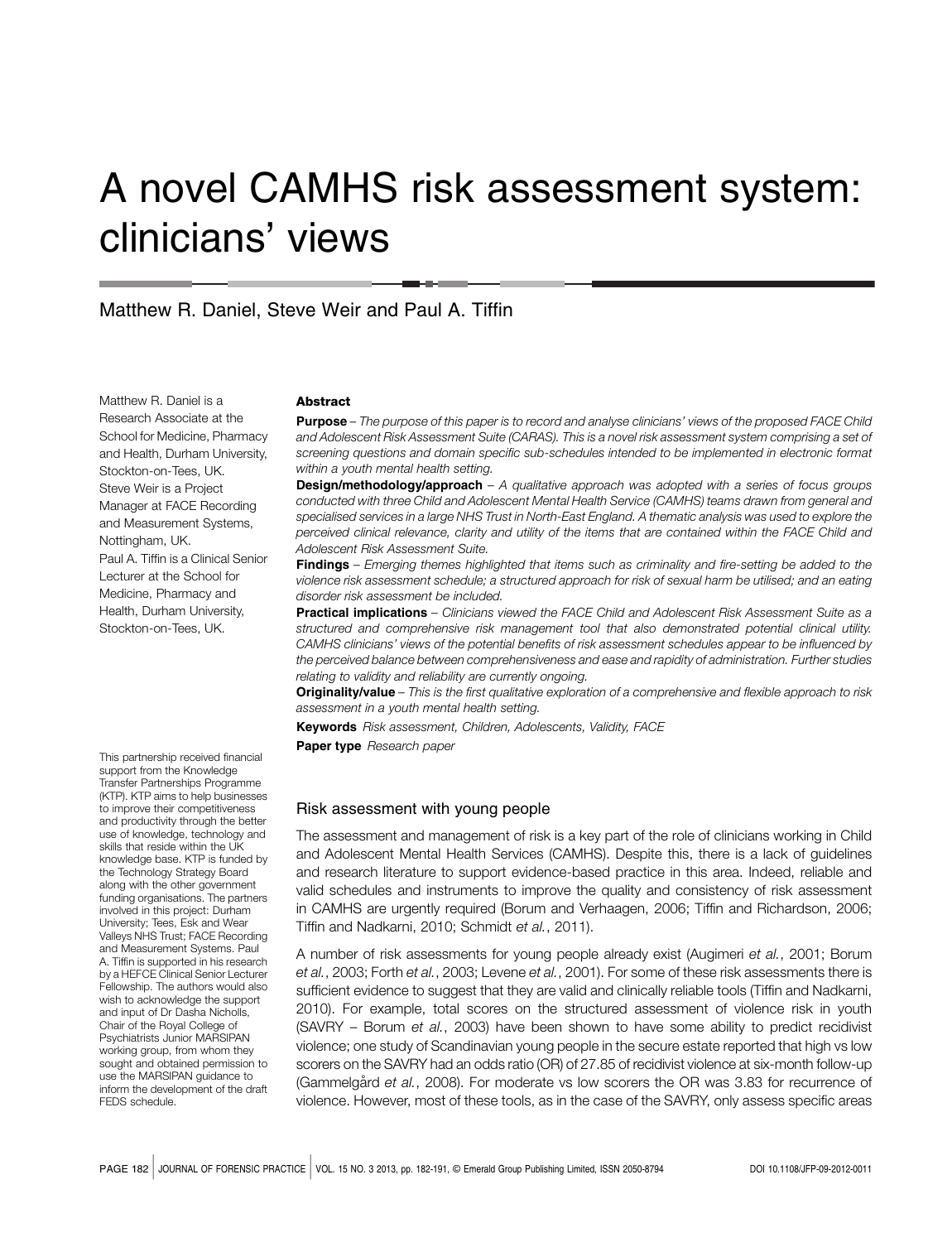# A novel CAMHS risk assessment system: clinicians' views

Matthew R. Daniel, Steve Weir and Paul A. Tiffin

Matthew R. Daniel is a Research Associate at the School for Medicine, Pharmacy and Health, Durham University, Stockton-on-Tees, UK.
Steve Weir is a Project Manager at FACE Recording and Measurement Systems, Nottingham, UK.
Paul A. Tiffin is a Clinical Senior Lecturer at the School for Medicine, Pharmacy and Health, Durham University, Stockton-on-Tees, UK.

## Abstract

**Purpose** – *The purpose of this paper is to record and analyse clinicians' views of the proposed FACE Child and Adolescent Risk Assessment Suite (CARAS). This is a novel risk assessment system comprising a set of screening questions and domain specific sub-schedules intended to be implemented in electronic format within a youth mental health setting.*

**Design/methodology/approach** – *A qualitative approach was adopted with a series of focus groups conducted with three Child and Adolescent Mental Health Service (CAMHS) teams drawn from general and specialised services in a large NHS Trust in North-East England. A thematic analysis was used to explore the perceived clinical relevance, clarity and utility of the items that are contained within the FACE Child and Adolescent Risk Assessment Suite.*

**Findings** – *Emerging themes highlighted that items such as criminality and fire-setting be added to the violence risk assessment schedule; a structured approach for risk of sexual harm be utilised; and an eating disorder risk assessment be included.*

**Practical implications** – *Clinicians viewed the FACE Child and Adolescent Risk Assessment Suite as a structured and comprehensive risk management tool that also demonstrated potential clinical utility. CAMHS clinicians' views of the potential benefits of risk assessment schedules appear to be influenced by the perceived balance between comprehensiveness and ease and rapidity of administration. Further studies relating to validity and reliability are currently ongoing.*

**Originality/value** – *This is the first qualitative exploration of a comprehensive and flexible approach to risk assessment in a youth mental health setting.*

**Keywords** *Risk assessment, Children, Adolescents, Validity, FACE*

**Paper type** *Research paper*

This partnership received financial support from the Knowledge Transfer Partnerships Programme (KTP). KTP aims to help businesses to improve their competitiveness and productivity through the better use of knowledge, technology and skills that reside within the UK knowledge base. KTP is funded by the Technology Strategy Board along with the other government funding organisations. The partners involved in this project: Durham University; Tees, Esk and Wear Valleys NHS Trust; FACE Recording and Measurement Systems. Paul A. Tiffin is supported in his research by a HEFCE Clinical Senior Lecturer Fellowship. The authors would also wish to acknowledge the support and input of Dr Dasha Nicholls, Chair of the Royal College of Psychiatrists Junior MARSIPAN working group, from whom they sought and obtained permission to use the MARSIPAN guidance to inform the development of the draft FEDS schedule.

## Risk assessment with young people

The assessment and management of risk is a key part of the role of clinicians working in Child and Adolescent Mental Health Services (CAMHS). Despite this, there is a lack of guidelines and research literature to support evidence-based practice in this area. Indeed, reliable and valid schedules and instruments to improve the quality and consistency of risk assessment in CAMHS are urgently required (Borum and Verhaagen, 2006; Tiffin and Richardson, 2006; Tiffin and Nadkarni, 2010; Schmidt *et al.*, 2011).

A number of risk assessments for young people already exist (Augimeri *et al.*, 2001; Borum *et al.*, 2003; Forth *et al.*, 2003; Levene *et al.*, 2001). For some of these risk assessments there is sufficient evidence to suggest that they are valid and clinically reliable tools (Tiffin and Nadkarni, 2010). For example, total scores on the structured assessment of violence risk in youth (SAVRY – Borum *et al.*, 2003) have been shown to have some ability to predict recidivist violence; one study of Scandinavian young people in the secure estate reported that high vs low scorers on the SAVRY had an odds ratio (OR) of 27.85 of recidivist violence at six-month follow-up (Gammelgård *et al.*, 2008). For moderate vs low scorers the OR was 3.83 for recurrence of violence. However, most of these tools, as in the case of the SAVRY, only assess specific areas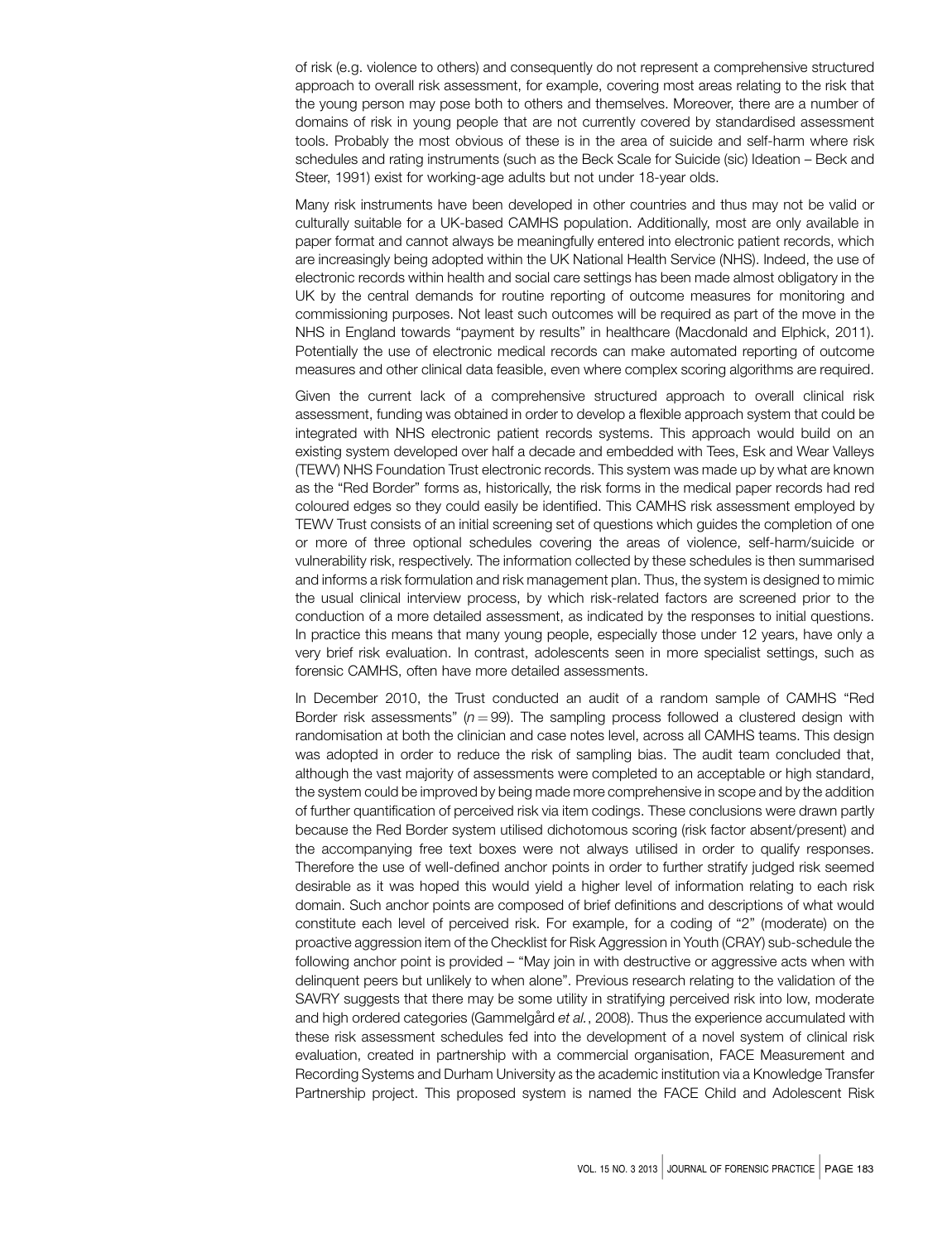of risk (e.g. violence to others) and consequently do not represent a comprehensive structured approach to overall risk assessment, for example, covering most areas relating to the risk that the young person may pose both to others and themselves. Moreover, there are a number of domains of risk in young people that are not currently covered by standardised assessment tools. Probably the most obvious of these is in the area of suicide and self-harm where risk schedules and rating instruments (such as the Beck Scale for Suicide (sic) Ideation – Beck and Steer, 1991) exist for working-age adults but not under 18-year olds.

Many risk instruments have been developed in other countries and thus may not be valid or culturally suitable for a UK-based CAMHS population. Additionally, most are only available in paper format and cannot always be meaningfully entered into electronic patient records, which are increasingly being adopted within the UK National Health Service (NHS). Indeed, the use of electronic records within health and social care settings has been made almost obligatory in the UK by the central demands for routine reporting of outcome measures for monitoring and commissioning purposes. Not least such outcomes will be required as part of the move in the NHS in England towards "payment by results" in healthcare (Macdonald and Elphick, 2011). Potentially the use of electronic medical records can make automated reporting of outcome measures and other clinical data feasible, even where complex scoring algorithms are required.

Given the current lack of a comprehensive structured approach to overall clinical risk assessment, funding was obtained in order to develop a flexible approach system that could be integrated with NHS electronic patient records systems. This approach would build on an existing system developed over half a decade and embedded with Tees, Esk and Wear Valleys (TEWV) NHS Foundation Trust electronic records. This system was made up by what are known as the "Red Border" forms as, historically, the risk forms in the medical paper records had red coloured edges so they could easily be identified. This CAMHS risk assessment employed by TEWV Trust consists of an initial screening set of questions which guides the completion of one or more of three optional schedules covering the areas of violence, self-harm/suicide or vulnerability risk, respectively. The information collected by these schedules is then summarised and informs a risk formulation and risk management plan. Thus, the system is designed to mimic the usual clinical interview process, by which risk-related factors are screened prior to the conduction of a more detailed assessment, as indicated by the responses to initial questions. In practice this means that many young people, especially those under 12 years, have only a very brief risk evaluation. In contrast, adolescents seen in more specialist settings, such as forensic CAMHS, often have more detailed assessments.

In December 2010, the Trust conducted an audit of a random sample of CAMHS "Red Border risk assessments" ($n = 99$). The sampling process followed a clustered design with randomisation at both the clinician and case notes level, across all CAMHS teams. This design was adopted in order to reduce the risk of sampling bias. The audit team concluded that, although the vast majority of assessments were completed to an acceptable or high standard, the system could be improved by being made more comprehensive in scope and by the addition of further quantification of perceived risk via item codings. These conclusions were drawn partly because the Red Border system utilised dichotomous scoring (risk factor absent/present) and the accompanying free text boxes were not always utilised in order to qualify responses. Therefore the use of well-defined anchor points in order to further stratify judged risk seemed desirable as it was hoped this would yield a higher level of information relating to each risk domain. Such anchor points are composed of brief definitions and descriptions of what would constitute each level of perceived risk. For example, for a coding of "2" (moderate) on the proactive aggression item of the Checklist for Risk Aggression in Youth (CRAY) sub-schedule the following anchor point is provided – "May join in with destructive or aggressive acts when with delinquent peers but unlikely to when alone". Previous research relating to the validation of the SAVRY suggests that there may be some utility in stratifying perceived risk into low, moderate and high ordered categories (Gammelgård *et al.*, 2008). Thus the experience accumulated with these risk assessment schedules fed into the development of a novel system of clinical risk evaluation, created in partnership with a commercial organisation, FACE Measurement and Recording Systems and Durham University as the academic institution via a Knowledge Transfer Partnership project. This proposed system is named the FACE Child and Adolescent Risk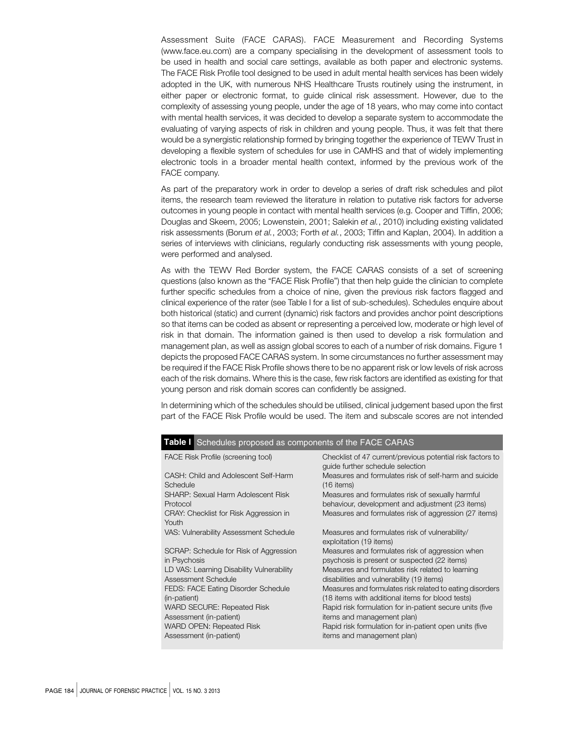Assessment Suite (FACE CARAS). FACE Measurement and Recording Systems (www.face.eu.com) are a company specialising in the development of assessment tools to be used in health and social care settings, available as both paper and electronic systems. The FACE Risk Profile tool designed to be used in adult mental health services has been widely adopted in the UK, with numerous NHS Healthcare Trusts routinely using the instrument, in either paper or electronic format, to guide clinical risk assessment. However, due to the complexity of assessing young people, under the age of 18 years, who may come into contact with mental health services, it was decided to develop a separate system to accommodate the evaluating of varying aspects of risk in children and young people. Thus, it was felt that there would be a synergistic relationship formed by bringing together the experience of TEWV Trust in developing a flexible system of schedules for use in CAMHS and that of widely implementing electronic tools in a broader mental health context, informed by the previous work of the FACE company.

As part of the preparatory work in order to develop a series of draft risk schedules and pilot items, the research team reviewed the literature in relation to putative risk factors for adverse outcomes in young people in contact with mental health services (e.g. Cooper and Tiffin, 2006; Douglas and Skeem, 2005; Lowenstein, 2001; Salekin *et al.*, 2010) including existing validated risk assessments (Borum *et al.*, 2003; Forth *et al.*, 2003; Tiffin and Kaplan, 2004). In addition a series of interviews with clinicians, regularly conducting risk assessments with young people, were performed and analysed.

As with the TEWV Red Border system, the FACE CARAS consists of a set of screening questions (also known as the "FACE Risk Profile") that then help guide the clinician to complete further specific schedules from a choice of nine, given the previous risk factors flagged and clinical experience of the rater (see Table I for a list of sub-schedules). Schedules enquire about both historical (static) and current (dynamic) risk factors and provides anchor point descriptions so that items can be coded as absent or representing a perceived low, moderate or high level of risk in that domain. The information gained is then used to develop a risk formulation and management plan, as well as assign global scores to each of a number of risk domains. Figure 1 depicts the proposed FACE CARAS system. In some circumstances no further assessment may be required if the FACE Risk Profile shows there to be no apparent risk or low levels of risk across each of the risk domains. Where this is the case, few risk factors are identified as existing for that young person and risk domain scores can confidently be assigned.

In determining which of the schedules should be utilised, clinical judgement based upon the first part of the FACE Risk Profile would be used. The item and subscale scores are not intended

**Table I** Schedules proposed as components of the FACE CARAS

| Schedule | Description |
|---|---|
| FACE Risk Profile (screening tool) | Checklist of 47 current/previous potential risk factors to guide further schedule selection |
| CASH: Child and Adolescent Self-Harm Schedule | Measures and formulates risk of self-harm and suicide (16 items) |
| SHARP: Sexual Harm Adolescent Risk Protocol | Measures and formulates risk of sexually harmful behaviour, development and adjustment (23 items) |
| CRAY: Checklist for Risk Aggression in Youth | Measures and formulates risk of aggression (27 items) |
| VAS: Vulnerability Assessment Schedule | Measures and formulates risk of vulnerability/exploitation (19 items) |
| SCRAP: Schedule for Risk of Aggression in Psychosis | Measures and formulates risk of aggression when psychosis is present or suspected (22 items) |
| LD VAS: Learning Disability Vulnerability Assessment Schedule | Measures and formulates risk related to learning disabilities and vulnerability (19 items) |
| FEDS: FACE Eating Disorder Schedule (in-patient) | Measures and formulates risk related to eating disorders (18 items with additional items for blood tests) |
| WARD SECURE: Repeated Risk Assessment (in-patient) | Rapid risk formulation for in-patient secure units (five items and management plan) |
| WARD OPEN: Repeated Risk Assessment (in-patient) | Rapid risk formulation for in-patient open units (five items and management plan) |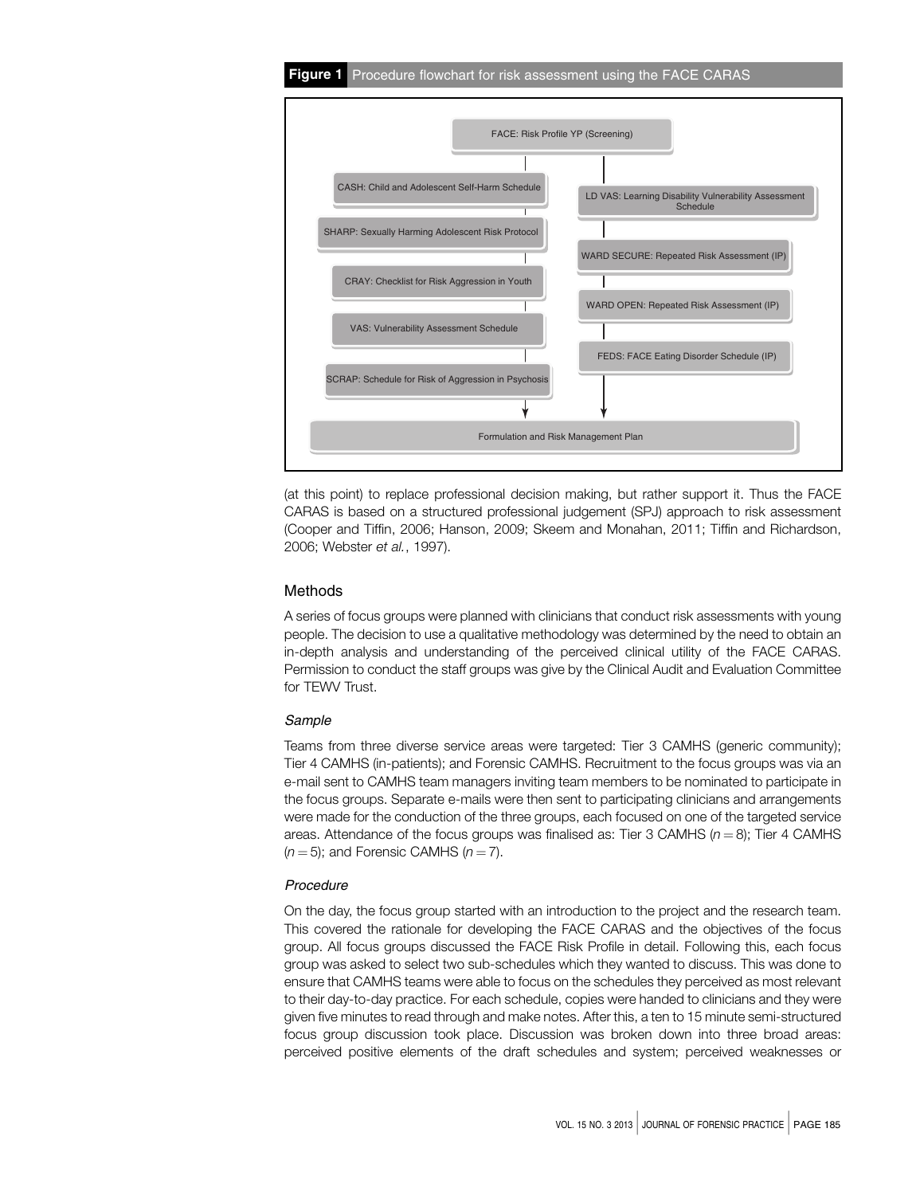**Figure 1** Procedure flowchart for risk assessment using the FACE CARAS

FACE: Risk Profile YP (Screening)

CASH: Child and Adolescent Self-Harm Schedule

SHARP: Sexually Harming Adolescent Risk Protocol

CRAY: Checklist for Risk Aggression in Youth

VAS: Vulnerability Assessment Schedule

SCRAP: Schedule for Risk of Aggression in Psychosis

LD VAS: Learning Disability Vulnerability Assessment Schedule

WARD SECURE: Repeated Risk Assessment (IP)

WARD OPEN: Repeated Risk Assessment (IP)

FEDS: FACE Eating Disorder Schedule (IP)

Formulation and Risk Management Plan

(at this point) to replace professional decision making, but rather support it. Thus the FACE CARAS is based on a structured professional judgement (SPJ) approach to risk assessment (Cooper and Tiffin, 2006; Hanson, 2009; Skeem and Monahan, 2011; Tiffin and Richardson, 2006; Webster *et al.*, 1997).

## Methods

A series of focus groups were planned with clinicians that conduct risk assessments with young people. The decision to use a qualitative methodology was determined by the need to obtain an in-depth analysis and understanding of the perceived clinical utility of the FACE CARAS. Permission to conduct the staff groups was give by the Clinical Audit and Evaluation Committee for TEWV Trust.

### *Sample*

Teams from three diverse service areas were targeted: Tier 3 CAMHS (generic community); Tier 4 CAMHS (in-patients); and Forensic CAMHS. Recruitment to the focus groups was via an e-mail sent to CAMHS team managers inviting team members to be nominated to participate in the focus groups. Separate e-mails were then sent to participating clinicians and arrangements were made for the conduction of the three groups, each focused on one of the targeted service areas. Attendance of the focus groups was finalised as: Tier 3 CAMHS ($n = 8$); Tier 4 CAMHS ($n = 5$); and Forensic CAMHS ($n = 7$).

### *Procedure*

On the day, the focus group started with an introduction to the project and the research team. This covered the rationale for developing the FACE CARAS and the objectives of the focus group. All focus groups discussed the FACE Risk Profile in detail. Following this, each focus group was asked to select two sub-schedules which they wanted to discuss. This was done to ensure that CAMHS teams were able to focus on the schedules they perceived as most relevant to their day-to-day practice. For each schedule, copies were handed to clinicians and they were given five minutes to read through and make notes. After this, a ten to 15 minute semi-structured focus group discussion took place. Discussion was broken down into three broad areas: perceived positive elements of the draft schedules and system; perceived weaknesses or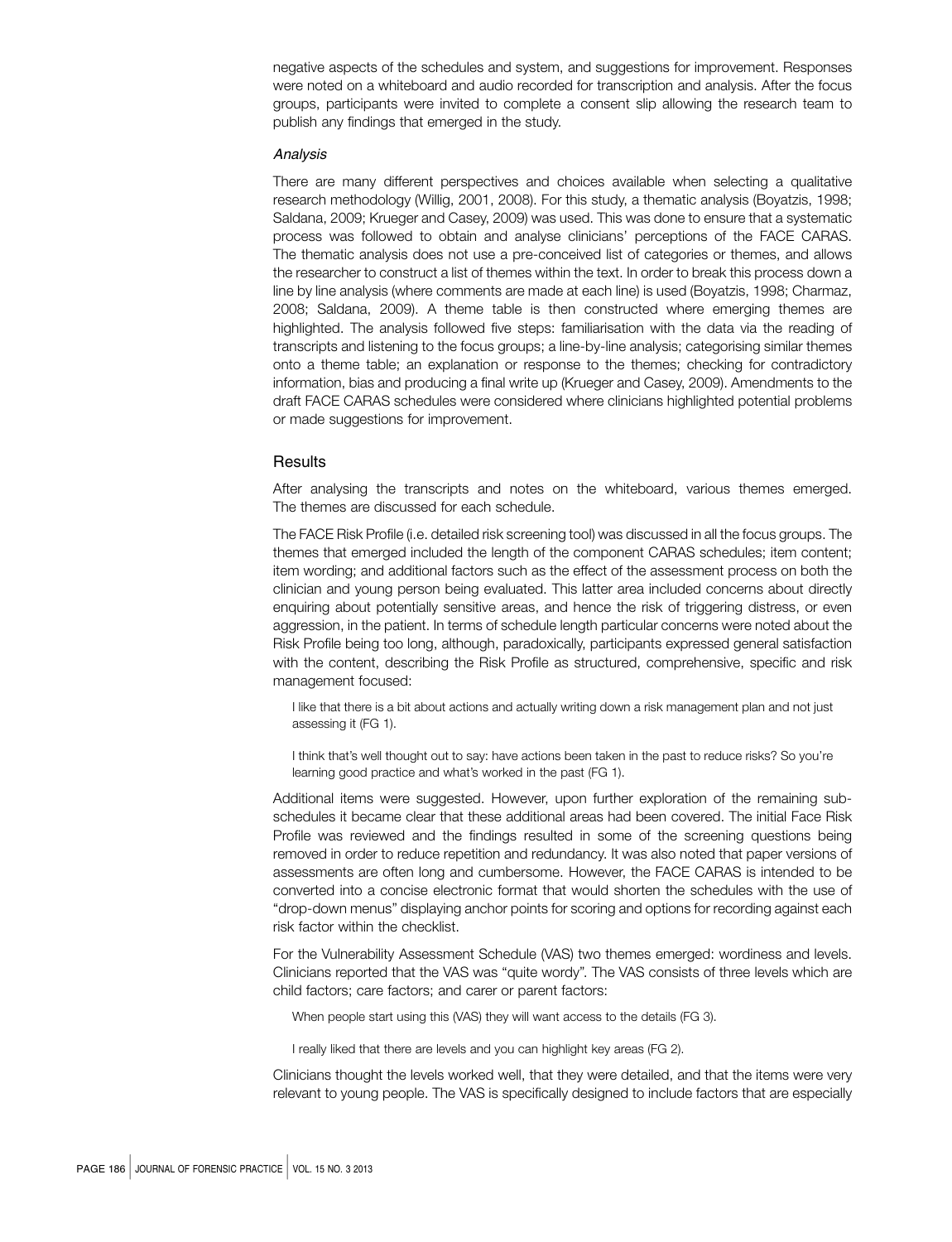negative aspects of the schedules and system, and suggestions for improvement. Responses were noted on a whiteboard and audio recorded for transcription and analysis. After the focus groups, participants were invited to complete a consent slip allowing the research team to publish any findings that emerged in the study.

### *Analysis*

There are many different perspectives and choices available when selecting a qualitative research methodology (Willig, 2001, 2008). For this study, a thematic analysis (Boyatzis, 1998; Saldana, 2009; Krueger and Casey, 2009) was used. This was done to ensure that a systematic process was followed to obtain and analyse clinicians' perceptions of the FACE CARAS. The thematic analysis does not use a pre-conceived list of categories or themes, and allows the researcher to construct a list of themes within the text. In order to break this process down a line by line analysis (where comments are made at each line) is used (Boyatzis, 1998; Charmaz, 2008; Saldana, 2009). A theme table is then constructed where emerging themes are highlighted. The analysis followed five steps: familiarisation with the data via the reading of transcripts and listening to the focus groups; a line-by-line analysis; categorising similar themes onto a theme table; an explanation or response to the themes; checking for contradictory information, bias and producing a final write up (Krueger and Casey, 2009). Amendments to the draft FACE CARAS schedules were considered where clinicians highlighted potential problems or made suggestions for improvement.

## Results

After analysing the transcripts and notes on the whiteboard, various themes emerged. The themes are discussed for each schedule.

The FACE Risk Profile (i.e. detailed risk screening tool) was discussed in all the focus groups. The themes that emerged included the length of the component CARAS schedules; item content; item wording; and additional factors such as the effect of the assessment process on both the clinician and young person being evaluated. This latter area included concerns about directly enquiring about potentially sensitive areas, and hence the risk of triggering distress, or even aggression, in the patient. In terms of schedule length particular concerns were noted about the Risk Profile being too long, although, paradoxically, participants expressed general satisfaction with the content, describing the Risk Profile as structured, comprehensive, specific and risk management focused:

> I like that there is a bit about actions and actually writing down a risk management plan and not just assessing it (FG 1).

> I think that's well thought out to say: have actions been taken in the past to reduce risks? So you're learning good practice and what's worked in the past (FG 1).

Additional items were suggested. However, upon further exploration of the remaining sub-schedules it became clear that these additional areas had been covered. The initial Face Risk Profile was reviewed and the findings resulted in some of the screening questions being removed in order to reduce repetition and redundancy. It was also noted that paper versions of assessments are often long and cumbersome. However, the FACE CARAS is intended to be converted into a concise electronic format that would shorten the schedules with the use of "drop-down menus" displaying anchor points for scoring and options for recording against each risk factor within the checklist.

For the Vulnerability Assessment Schedule (VAS) two themes emerged: wordiness and levels. Clinicians reported that the VAS was "quite wordy". The VAS consists of three levels which are child factors; care factors; and carer or parent factors:

> When people start using this (VAS) they will want access to the details (FG 3).

> I really liked that there are levels and you can highlight key areas (FG 2).

Clinicians thought the levels worked well, that they were detailed, and that the items were very relevant to young people. The VAS is specifically designed to include factors that are especially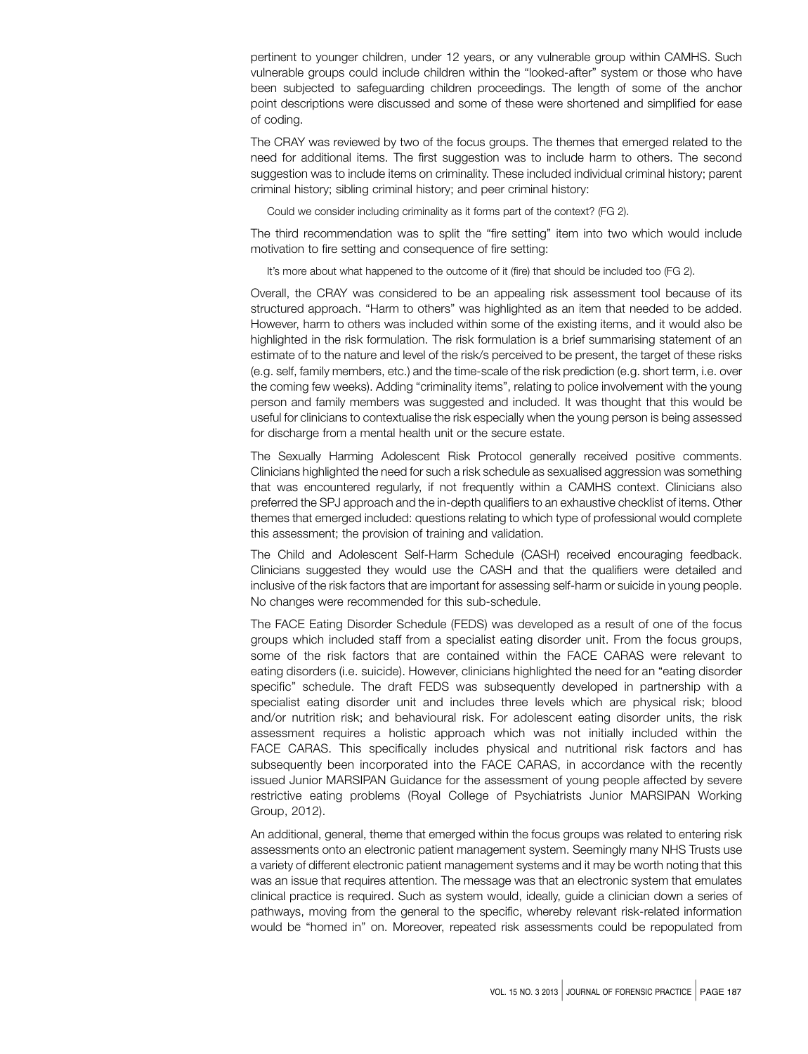pertinent to younger children, under 12 years, or any vulnerable group within CAMHS. Such vulnerable groups could include children within the "looked-after" system or those who have been subjected to safeguarding children proceedings. The length of some of the anchor point descriptions were discussed and some of these were shortened and simplified for ease of coding.

The CRAY was reviewed by two of the focus groups. The themes that emerged related to the need for additional items. The first suggestion was to include harm to others. The second suggestion was to include items on criminality. These included individual criminal history; parent criminal history; sibling criminal history; and peer criminal history:

> Could we consider including criminality as it forms part of the context? (FG 2).

The third recommendation was to split the "fire setting" item into two which would include motivation to fire setting and consequence of fire setting:

> It's more about what happened to the outcome of it (fire) that should be included too (FG 2).

Overall, the CRAY was considered to be an appealing risk assessment tool because of its structured approach. "Harm to others" was highlighted as an item that needed to be added. However, harm to others was included within some of the existing items, and it would also be highlighted in the risk formulation. The risk formulation is a brief summarising statement of an estimate of to the nature and level of the risk/s perceived to be present, the target of these risks (e.g. self, family members, etc.) and the time-scale of the risk prediction (e.g. short term, i.e. over the coming few weeks). Adding "criminality items", relating to police involvement with the young person and family members was suggested and included. It was thought that this would be useful for clinicians to contextualise the risk especially when the young person is being assessed for discharge from a mental health unit or the secure estate.

The Sexually Harming Adolescent Risk Protocol generally received positive comments. Clinicians highlighted the need for such a risk schedule as sexualised aggression was something that was encountered regularly, if not frequently within a CAMHS context. Clinicians also preferred the SPJ approach and the in-depth qualifiers to an exhaustive checklist of items. Other themes that emerged included: questions relating to which type of professional would complete this assessment; the provision of training and validation.

The Child and Adolescent Self-Harm Schedule (CASH) received encouraging feedback. Clinicians suggested they would use the CASH and that the qualifiers were detailed and inclusive of the risk factors that are important for assessing self-harm or suicide in young people. No changes were recommended for this sub-schedule.

The FACE Eating Disorder Schedule (FEDS) was developed as a result of one of the focus groups which included staff from a specialist eating disorder unit. From the focus groups, some of the risk factors that are contained within the FACE CARAS were relevant to eating disorders (i.e. suicide). However, clinicians highlighted the need for an "eating disorder specific" schedule. The draft FEDS was subsequently developed in partnership with a specialist eating disorder unit and includes three levels which are physical risk; blood and/or nutrition risk; and behavioural risk. For adolescent eating disorder units, the risk assessment requires a holistic approach which was not initially included within the FACE CARAS. This specifically includes physical and nutritional risk factors and has subsequently been incorporated into the FACE CARAS, in accordance with the recently issued Junior MARSIPAN Guidance for the assessment of young people affected by severe restrictive eating problems (Royal College of Psychiatrists Junior MARSIPAN Working Group, 2012).

An additional, general, theme that emerged within the focus groups was related to entering risk assessments onto an electronic patient management system. Seemingly many NHS Trusts use a variety of different electronic patient management systems and it may be worth noting that this was an issue that requires attention. The message was that an electronic system that emulates clinical practice is required. Such as system would, ideally, guide a clinician down a series of pathways, moving from the general to the specific, whereby relevant risk-related information would be "homed in" on. Moreover, repeated risk assessments could be repopulated from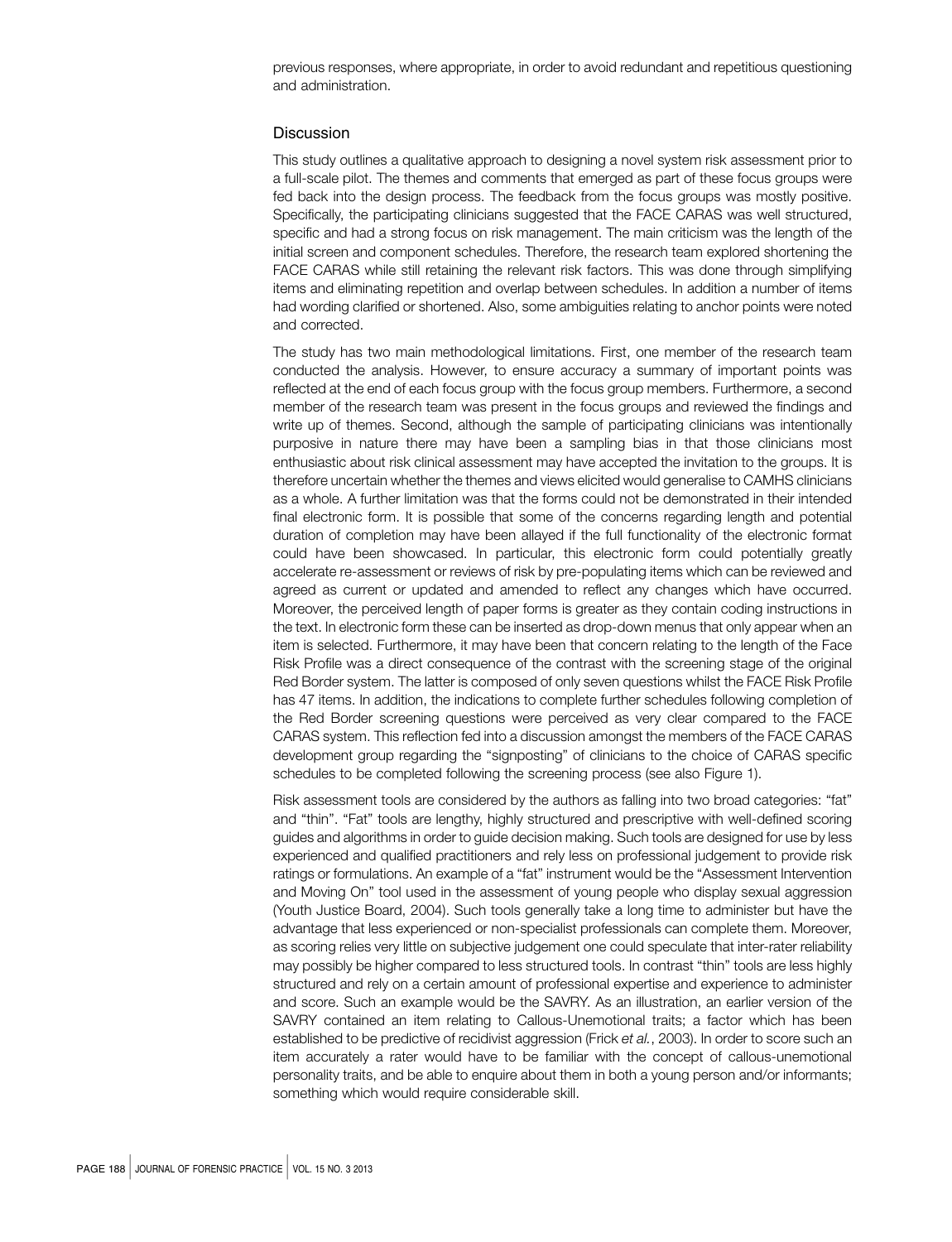previous responses, where appropriate, in order to avoid redundant and repetitious questioning and administration.

## Discussion

This study outlines a qualitative approach to designing a novel system risk assessment prior to a full-scale pilot. The themes and comments that emerged as part of these focus groups were fed back into the design process. The feedback from the focus groups was mostly positive. Specifically, the participating clinicians suggested that the FACE CARAS was well structured, specific and had a strong focus on risk management. The main criticism was the length of the initial screen and component schedules. Therefore, the research team explored shortening the FACE CARAS while still retaining the relevant risk factors. This was done through simplifying items and eliminating repetition and overlap between schedules. In addition a number of items had wording clarified or shortened. Also, some ambiguities relating to anchor points were noted and corrected.

The study has two main methodological limitations. First, one member of the research team conducted the analysis. However, to ensure accuracy a summary of important points was reflected at the end of each focus group with the focus group members. Furthermore, a second member of the research team was present in the focus groups and reviewed the findings and write up of themes. Second, although the sample of participating clinicians was intentionally purposive in nature there may have been a sampling bias in that those clinicians most enthusiastic about risk clinical assessment may have accepted the invitation to the groups. It is therefore uncertain whether the themes and views elicited would generalise to CAMHS clinicians as a whole. A further limitation was that the forms could not be demonstrated in their intended final electronic form. It is possible that some of the concerns regarding length and potential duration of completion may have been allayed if the full functionality of the electronic format could have been showcased. In particular, this electronic form could potentially greatly accelerate re-assessment or reviews of risk by pre-populating items which can be reviewed and agreed as current or updated and amended to reflect any changes which have occurred. Moreover, the perceived length of paper forms is greater as they contain coding instructions in the text. In electronic form these can be inserted as drop-down menus that only appear when an item is selected. Furthermore, it may have been that concern relating to the length of the Face Risk Profile was a direct consequence of the contrast with the screening stage of the original Red Border system. The latter is composed of only seven questions whilst the FACE Risk Profile has 47 items. In addition, the indications to complete further schedules following completion of the Red Border screening questions were perceived as very clear compared to the FACE CARAS system. This reflection fed into a discussion amongst the members of the FACE CARAS development group regarding the "signposting" of clinicians to the choice of CARAS specific schedules to be completed following the screening process (see also Figure 1).

Risk assessment tools are considered by the authors as falling into two broad categories: "fat" and "thin". "Fat" tools are lengthy, highly structured and prescriptive with well-defined scoring guides and algorithms in order to guide decision making. Such tools are designed for use by less experienced and qualified practitioners and rely less on professional judgement to provide risk ratings or formulations. An example of a "fat" instrument would be the "Assessment Intervention and Moving On" tool used in the assessment of young people who display sexual aggression (Youth Justice Board, 2004). Such tools generally take a long time to administer but have the advantage that less experienced or non-specialist professionals can complete them. Moreover, as scoring relies very little on subjective judgement one could speculate that inter-rater reliability may possibly be higher compared to less structured tools. In contrast "thin" tools are less highly structured and rely on a certain amount of professional expertise and experience to administer and score. Such an example would be the SAVRY. As an illustration, an earlier version of the SAVRY contained an item relating to Callous-Unemotional traits; a factor which has been established to be predictive of recidivist aggression (Frick *et al.*, 2003). In order to score such an item accurately a rater would have to be familiar with the concept of callous-unemotional personality traits, and be able to enquire about them in both a young person and/or informants; something which would require considerable skill.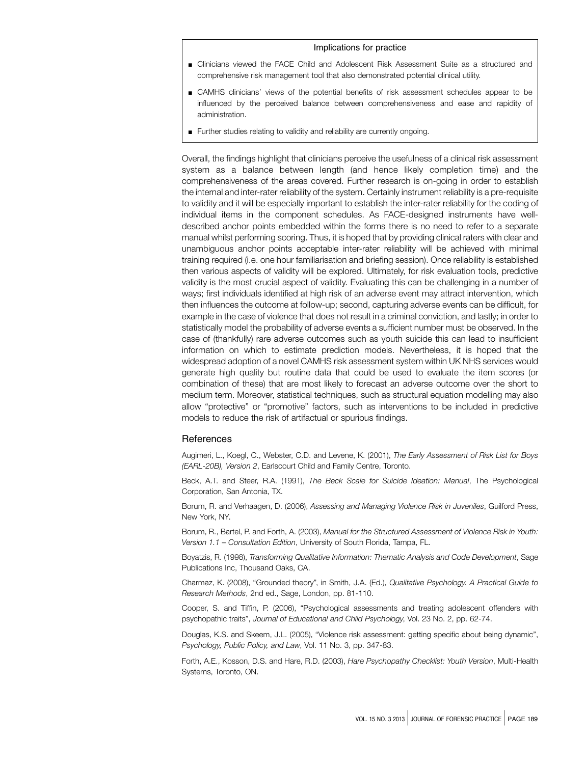### Implications for practice

- Clinicians viewed the FACE Child and Adolescent Risk Assessment Suite as a structured and comprehensive risk management tool that also demonstrated potential clinical utility.
- CAMHS clinicians' views of the potential benefits of risk assessment schedules appear to be influenced by the perceived balance between comprehensiveness and ease and rapidity of administration.
- Further studies relating to validity and reliability are currently ongoing.

Overall, the findings highlight that clinicians perceive the usefulness of a clinical risk assessment system as a balance between length (and hence likely completion time) and the comprehensiveness of the areas covered. Further research is on-going in order to establish the internal and inter-rater reliability of the system. Certainly instrument reliability is a pre-requisite to validity and it will be especially important to establish the inter-rater reliability for the coding of individual items in the component schedules. As FACE-designed instruments have well-described anchor points embedded within the forms there is no need to refer to a separate manual whilst performing scoring. Thus, it is hoped that by providing clinical raters with clear and unambiguous anchor points acceptable inter-rater reliability will be achieved with minimal training required (i.e. one hour familiarisation and briefing session). Once reliability is established then various aspects of validity will be explored. Ultimately, for risk evaluation tools, predictive validity is the most crucial aspect of validity. Evaluating this can be challenging in a number of ways; first individuals identified at high risk of an adverse event may attract intervention, which then influences the outcome at follow-up; second, capturing adverse events can be difficult, for example in the case of violence that does not result in a criminal conviction, and lastly; in order to statistically model the probability of adverse events a sufficient number must be observed. In the case of (thankfully) rare adverse outcomes such as youth suicide this can lead to insufficient information on which to estimate prediction models. Nevertheless, it is hoped that the widespread adoption of a novel CAMHS risk assessment system within UK NHS services would generate high quality but routine data that could be used to evaluate the item scores (or combination of these) that are most likely to forecast an adverse outcome over the short to medium term. Moreover, statistical techniques, such as structural equation modelling may also allow "protective" or "promotive" factors, such as interventions to be included in predictive models to reduce the risk of artifactual or spurious findings.

## References

Augimeri, L., Koegl, C., Webster, C.D. and Levene, K. (2001), *The Early Assessment of Risk List for Boys (EARL-20B), Version 2*, Earlscourt Child and Family Centre, Toronto.

Beck, A.T. and Steer, R.A. (1991), *The Beck Scale for Suicide Ideation: Manual*, The Psychological Corporation, San Antonia, TX.

Borum, R. and Verhaagen, D. (2006), *Assessing and Managing Violence Risk in Juveniles*, Guilford Press, New York, NY.

Borum, R., Bartel, P. and Forth, A. (2003), *Manual for the Structured Assessment of Violence Risk in Youth: Version 1.1 – Consultation Edition*, University of South Florida, Tampa, FL.

Boyatzis, R. (1998), *Transforming Qualitative Information: Thematic Analysis and Code Development*, Sage Publications Inc, Thousand Oaks, CA.

Charmaz, K. (2008), "Grounded theory", in Smith, J.A. (Ed.), *Qualitative Psychology. A Practical Guide to Research Methods*, 2nd ed., Sage, London, pp. 81-110.

Cooper, S. and Tiffin, P. (2006), "Psychological assessments and treating adolescent offenders with psychopathic traits", *Journal of Educational and Child Psychology*, Vol. 23 No. 2, pp. 62-74.

Douglas, K.S. and Skeem, J.L. (2005), "Violence risk assessment: getting specific about being dynamic", *Psychology, Public Policy, and Law*, Vol. 11 No. 3, pp. 347-83.

Forth, A.E., Kosson, D.S. and Hare, R.D. (2003), *Hare Psychopathy Checklist: Youth Version*, Multi-Health Systems, Toronto, ON.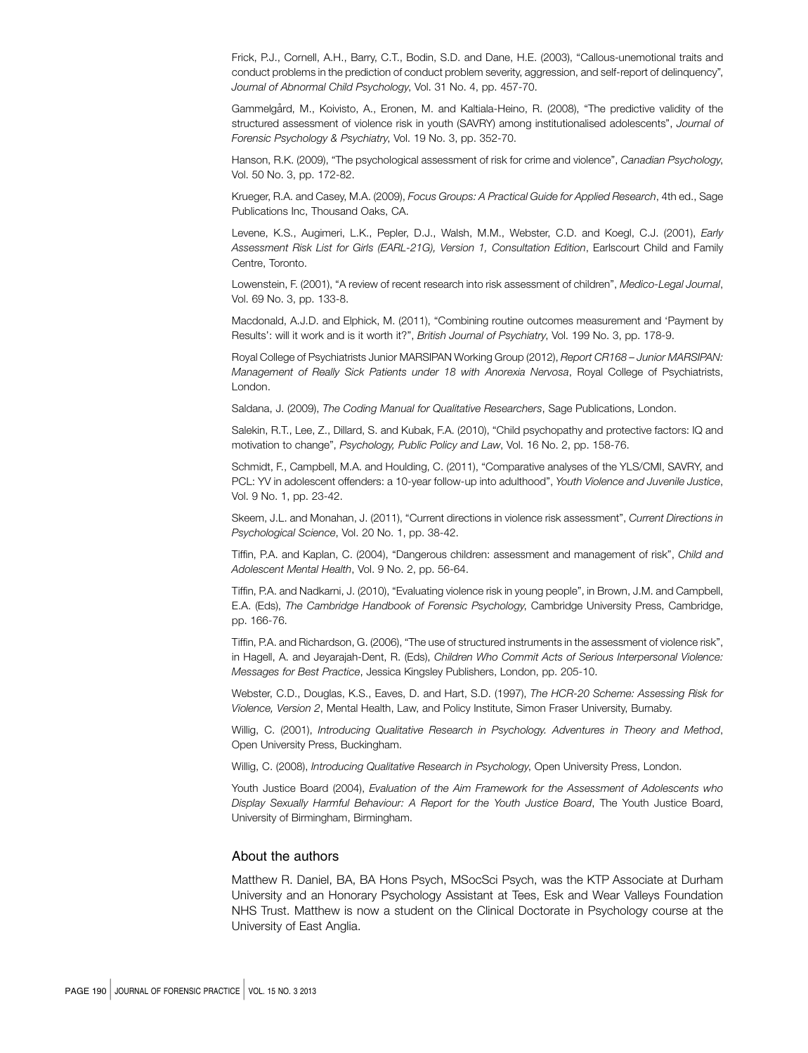Frick, P.J., Cornell, A.H., Barry, C.T., Bodin, S.D. and Dane, H.E. (2003), "Callous-unemotional traits and conduct problems in the prediction of conduct problem severity, aggression, and self-report of delinquency", *Journal of Abnormal Child Psychology*, Vol. 31 No. 4, pp. 457-70.

Gammelgård, M., Koivisto, A., Eronen, M. and Kaltiala-Heino, R. (2008), "The predictive validity of the structured assessment of violence risk in youth (SAVRY) among institutionalised adolescents", *Journal of Forensic Psychology & Psychiatry*, Vol. 19 No. 3, pp. 352-70.

Hanson, R.K. (2009), "The psychological assessment of risk for crime and violence", *Canadian Psychology*, Vol. 50 No. 3, pp. 172-82.

Krueger, R.A. and Casey, M.A. (2009), *Focus Groups: A Practical Guide for Applied Research*, 4th ed., Sage Publications Inc, Thousand Oaks, CA.

Levene, K.S., Augimeri, L.K., Pepler, D.J., Walsh, M.M., Webster, C.D. and Koegl, C.J. (2001), *Early Assessment Risk List for Girls (EARL-21G), Version 1, Consultation Edition*, Earlscourt Child and Family Centre, Toronto.

Lowenstein, F. (2001), "A review of recent research into risk assessment of children", *Medico-Legal Journal*, Vol. 69 No. 3, pp. 133-8.

Macdonald, A.J.D. and Elphick, M. (2011), "Combining routine outcomes measurement and 'Payment by Results': will it work and is it worth it?", *British Journal of Psychiatry*, Vol. 199 No. 3, pp. 178-9.

Royal College of Psychiatrists Junior MARSIPAN Working Group (2012), *Report CR168 – Junior MARSIPAN: Management of Really Sick Patients under 18 with Anorexia Nervosa*, Royal College of Psychiatrists, London.

Saldana, J. (2009), *The Coding Manual for Qualitative Researchers*, Sage Publications, London.

Salekin, R.T., Lee, Z., Dillard, S. and Kubak, F.A. (2010), "Child psychopathy and protective factors: IQ and motivation to change", *Psychology, Public Policy and Law*, Vol. 16 No. 2, pp. 158-76.

Schmidt, F., Campbell, M.A. and Houlding, C. (2011), "Comparative analyses of the YLS/CMI, SAVRY, and PCL: YV in adolescent offenders: a 10-year follow-up into adulthood", *Youth Violence and Juvenile Justice*, Vol. 9 No. 1, pp. 23-42.

Skeem, J.L. and Monahan, J. (2011), "Current directions in violence risk assessment", *Current Directions in Psychological Science*, Vol. 20 No. 1, pp. 38-42.

Tiffin, P.A. and Kaplan, C. (2004), "Dangerous children: assessment and management of risk", *Child and Adolescent Mental Health*, Vol. 9 No. 2, pp. 56-64.

Tiffin, P.A. and Nadkarni, J. (2010), "Evaluating violence risk in young people", in Brown, J.M. and Campbell, E.A. (Eds), *The Cambridge Handbook of Forensic Psychology*, Cambridge University Press, Cambridge, pp. 166-76.

Tiffin, P.A. and Richardson, G. (2006), "The use of structured instruments in the assessment of violence risk", in Hagell, A. and Jeyarajah-Dent, R. (Eds), *Children Who Commit Acts of Serious Interpersonal Violence: Messages for Best Practice*, Jessica Kingsley Publishers, London, pp. 205-10.

Webster, C.D., Douglas, K.S., Eaves, D. and Hart, S.D. (1997), *The HCR-20 Scheme: Assessing Risk for Violence, Version 2*, Mental Health, Law, and Policy Institute, Simon Fraser University, Burnaby.

Willig, C. (2001), *Introducing Qualitative Research in Psychology. Adventures in Theory and Method*, Open University Press, Buckingham.

Willig, C. (2008), *Introducing Qualitative Research in Psychology*, Open University Press, London.

Youth Justice Board (2004), *Evaluation of the Aim Framework for the Assessment of Adolescents who Display Sexually Harmful Behaviour: A Report for the Youth Justice Board*, The Youth Justice Board, University of Birmingham, Birmingham.

## About the authors

Matthew R. Daniel, BA, BA Hons Psych, MSocSci Psych, was the KTP Associate at Durham University and an Honorary Psychology Assistant at Tees, Esk and Wear Valleys Foundation NHS Trust. Matthew is now a student on the Clinical Doctorate in Psychology course at the University of East Anglia.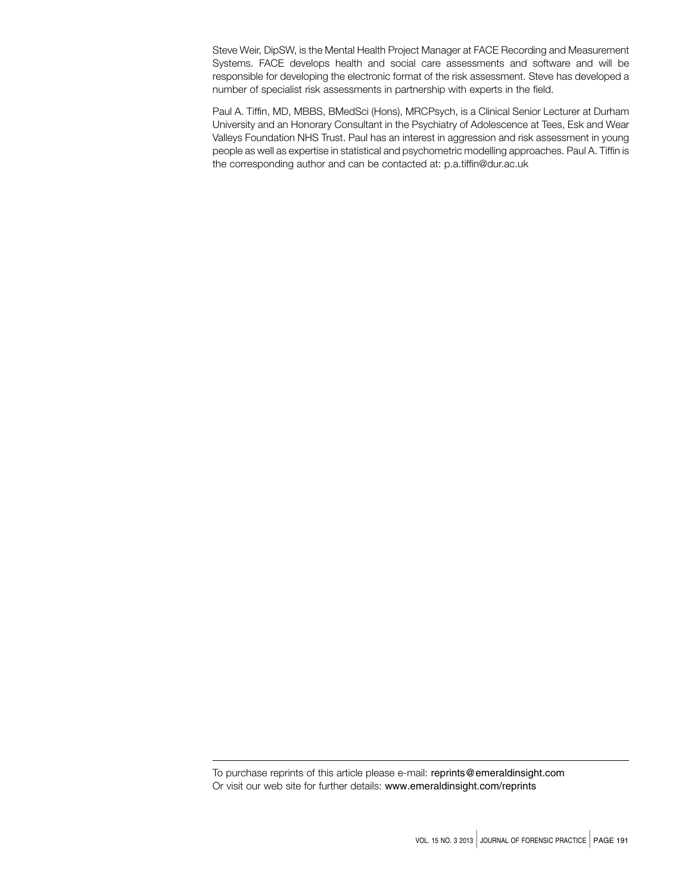Steve Weir, DipSW, is the Mental Health Project Manager at FACE Recording and Measurement Systems. FACE develops health and social care assessments and software and will be responsible for developing the electronic format of the risk assessment. Steve has developed a number of specialist risk assessments in partnership with experts in the field.

Paul A. Tiffin, MD, MBBS, BMedSci (Hons), MRCPsych, is a Clinical Senior Lecturer at Durham University and an Honorary Consultant in the Psychiatry of Adolescence at Tees, Esk and Wear Valleys Foundation NHS Trust. Paul has an interest in aggression and risk assessment in young people as well as expertise in statistical and psychometric modelling approaches. Paul A. Tiffin is the corresponding author and can be contacted at: p.a.tiffin@dur.ac.uk

---

To purchase reprints of this article please e-mail: reprints@emeraldinsight.com
Or visit our web site for further details: www.emeraldinsight.com/reprints